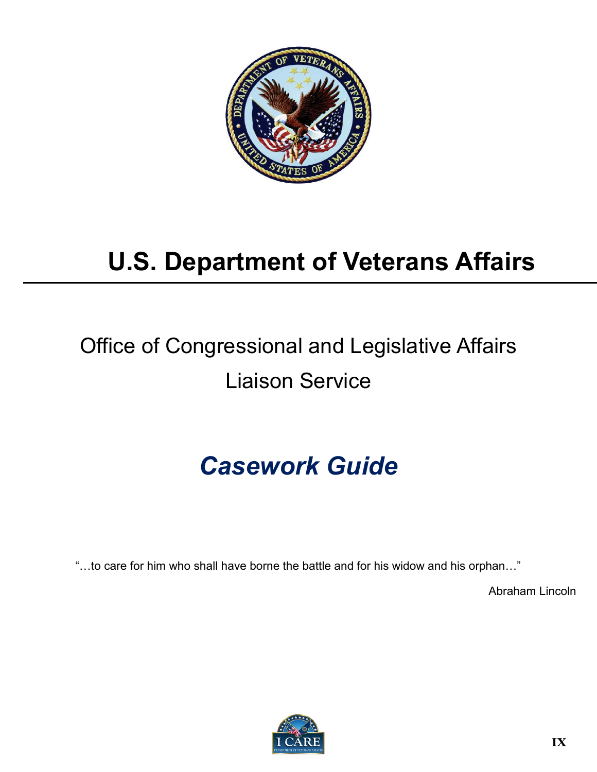# U.S. Department of Veterans Affairs

## Office of Congressional and Legislative Affairs

## Liaison Service

# *Casework Guide*

"…to care for him who shall have borne the battle and for his widow and his orphan…"

Abraham Lincoln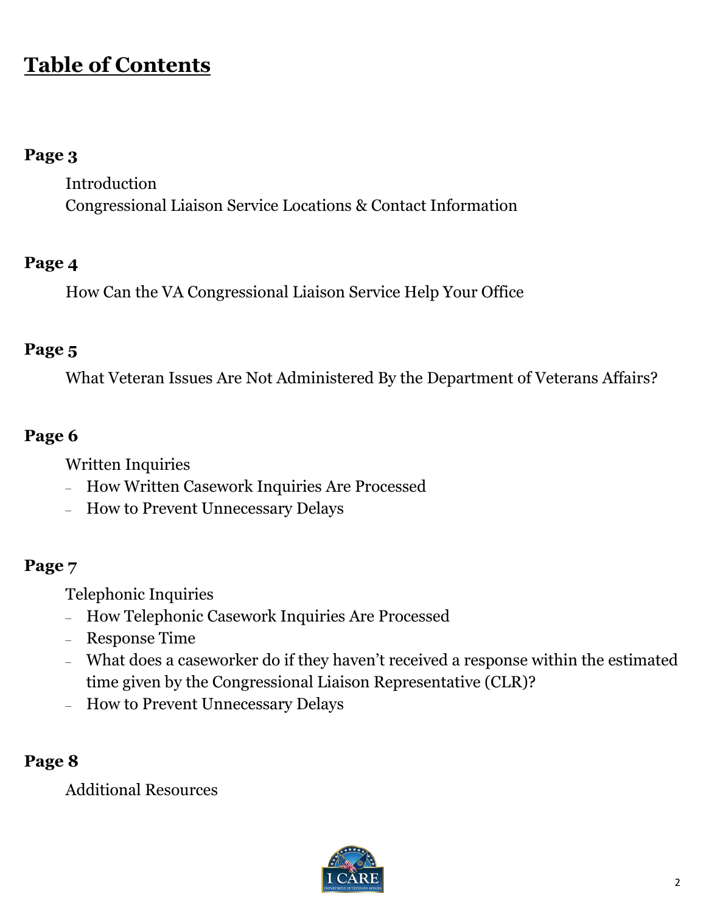# Table of Contents

**Page 3**

Introduction
Congressional Liaison Service Locations & Contact Information

**Page 4**

How Can the VA Congressional Liaison Service Help Your Office

**Page 5**

What Veteran Issues Are Not Administered By the Department of Veterans Affairs?

**Page 6**

Written Inquiries

- How Written Casework Inquiries Are Processed
- How to Prevent Unnecessary Delays

**Page 7**

Telephonic Inquiries

- How Telephonic Casework Inquiries Are Processed
- Response Time
- What does a caseworker do if they haven't received a response within the estimated time given by the Congressional Liaison Representative (CLR)?
- How to Prevent Unnecessary Delays

**Page 8**

Additional Resources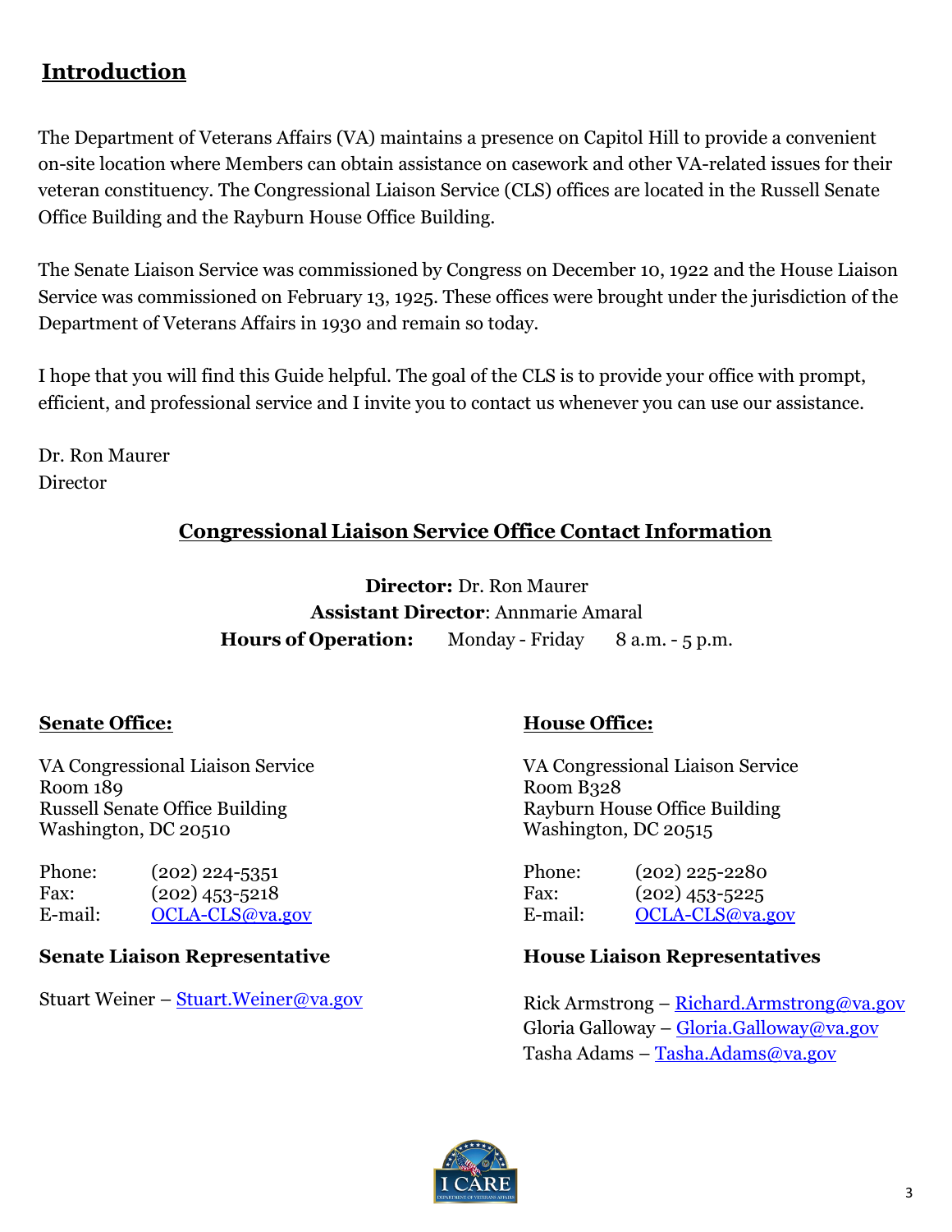## Introduction

The Department of Veterans Affairs (VA) maintains a presence on Capitol Hill to provide a convenient on-site location where Members can obtain assistance on casework and other VA-related issues for their veteran constituency. The Congressional Liaison Service (CLS) offices are located in the Russell Senate Office Building and the Rayburn House Office Building.

The Senate Liaison Service was commissioned by Congress on December 10, 1922 and the House Liaison Service was commissioned on February 13, 1925. These offices were brought under the jurisdiction of the Department of Veterans Affairs in 1930 and remain so today.

I hope that you will find this Guide helpful. The goal of the CLS is to provide your office with prompt, efficient, and professional service and I invite you to contact us whenever you can use our assistance.

Dr. Ron Maurer
Director

## Congressional Liaison Service Office Contact Information

**Director:** Dr. Ron Maurer
**Assistant Director**: Annmarie Amaral
**Hours of Operation:** Monday - Friday 8 a.m. - 5 p.m.

### Senate Office:

VA Congressional Liaison Service
Room 189
Russell Senate Office Building
Washington, DC 20510

Phone: (202) 224-5351
Fax: (202) 453-5218
E-mail: OCLA-CLS@va.gov

### Senate Liaison Representative

Stuart Weiner – Stuart.Weiner@va.gov

### House Office:

VA Congressional Liaison Service
Room B328
Rayburn House Office Building
Washington, DC 20515

Phone: (202) 225-2280
Fax: (202) 453-5225
E-mail: OCLA-CLS@va.gov

### House Liaison Representatives

Rick Armstrong – Richard.Armstrong@va.gov
Gloria Galloway – Gloria.Galloway@va.gov
Tasha Adams – Tasha.Adams@va.gov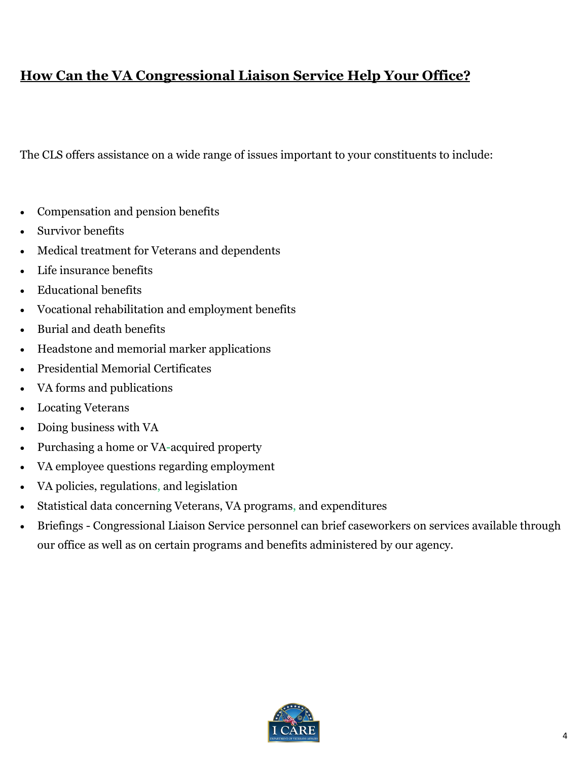## How Can the VA Congressional Liaison Service Help Your Office?

The CLS offers assistance on a wide range of issues important to your constituents to include:

- Compensation and pension benefits
- Survivor benefits
- Medical treatment for Veterans and dependents
- Life insurance benefits
- Educational benefits
- Vocational rehabilitation and employment benefits
- Burial and death benefits
- Headstone and memorial marker applications
- Presidential Memorial Certificates
- VA forms and publications
- Locating Veterans
- Doing business with VA
- Purchasing a home or VA-acquired property
- VA employee questions regarding employment
- VA policies, regulations, and legislation
- Statistical data concerning Veterans, VA programs, and expenditures
- Briefings - Congressional Liaison Service personnel can brief caseworkers on services available through our office as well as on certain programs and benefits administered by our agency.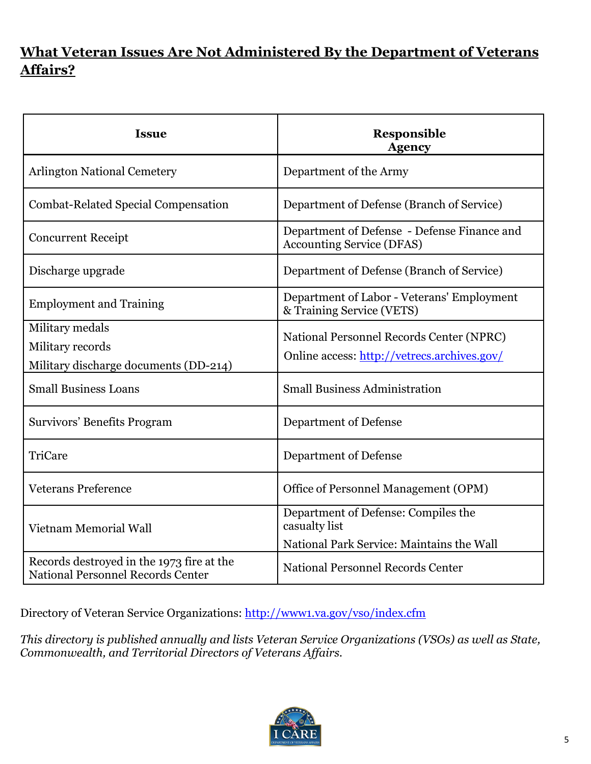## What Veteran Issues Are Not Administered By the Department of Veterans Affairs?

| Issue | Responsible Agency |
|---|---|
| Arlington National Cemetery | Department of the Army |
| Combat-Related Special Compensation | Department of Defense (Branch of Service) |
| Concurrent Receipt | Department of Defense - Defense Finance and Accounting Service (DFAS) |
| Discharge upgrade | Department of Defense (Branch of Service) |
| Employment and Training | Department of Labor - Veterans' Employment & Training Service (VETS) |
| Military medals<br>Military records<br>Military discharge documents (DD-214) | National Personnel Records Center (NPRC)<br>Online access: http://vetrecs.archives.gov/ |
| Small Business Loans | Small Business Administration |
| Survivors' Benefits Program | Department of Defense |
| TriCare | Department of Defense |
| Veterans Preference | Office of Personnel Management (OPM) |
| Vietnam Memorial Wall | Department of Defense: Compiles the casualty list<br>National Park Service: Maintains the Wall |
| Records destroyed in the 1973 fire at the National Personnel Records Center | National Personnel Records Center |

Directory of Veteran Service Organizations: http://www1.va.gov/vso/index.cfm

*This directory is published annually and lists Veteran Service Organizations (VSOs) as well as State, Commonwealth, and Territorial Directors of Veterans Affairs.*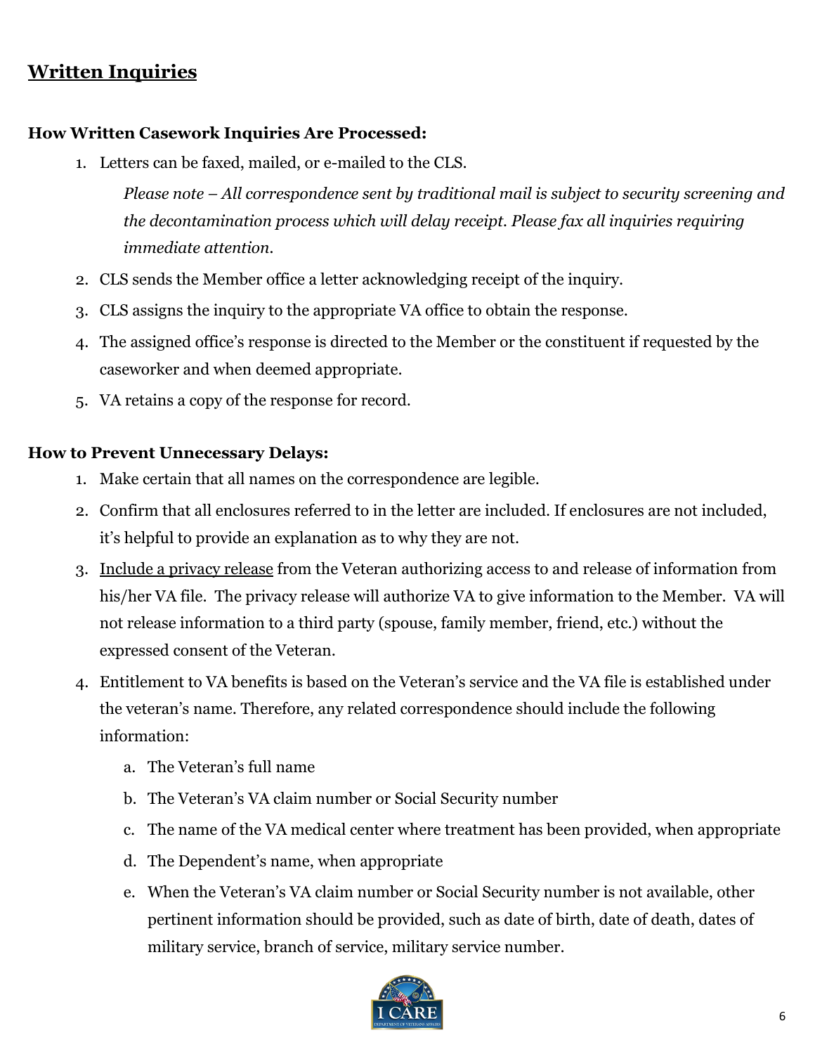## Written Inquiries

**How Written Casework Inquiries Are Processed:**

1. Letters can be faxed, mailed, or e-mailed to the CLS.

   *Please note – All correspondence sent by traditional mail is subject to security screening and the decontamination process which will delay receipt. Please fax all inquiries requiring immediate attention.*

2. CLS sends the Member office a letter acknowledging receipt of the inquiry.
3. CLS assigns the inquiry to the appropriate VA office to obtain the response.
4. The assigned office's response is directed to the Member or the constituent if requested by the caseworker and when deemed appropriate.
5. VA retains a copy of the response for record.

**How to Prevent Unnecessary Delays:**

1. Make certain that all names on the correspondence are legible.
2. Confirm that all enclosures referred to in the letter are included. If enclosures are not included, it's helpful to provide an explanation as to why they are not.
3. Include a privacy release from the Veteran authorizing access to and release of information from his/her VA file. The privacy release will authorize VA to give information to the Member. VA will not release information to a third party (spouse, family member, friend, etc.) without the expressed consent of the Veteran.
4. Entitlement to VA benefits is based on the Veteran's service and the VA file is established under the veteran's name. Therefore, any related correspondence should include the following information:
   a. The Veteran's full name
   b. The Veteran's VA claim number or Social Security number
   c. The name of the VA medical center where treatment has been provided, when appropriate
   d. The Dependent's name, when appropriate
   e. When the Veteran's VA claim number or Social Security number is not available, other pertinent information should be provided, such as date of birth, date of death, dates of military service, branch of service, military service number.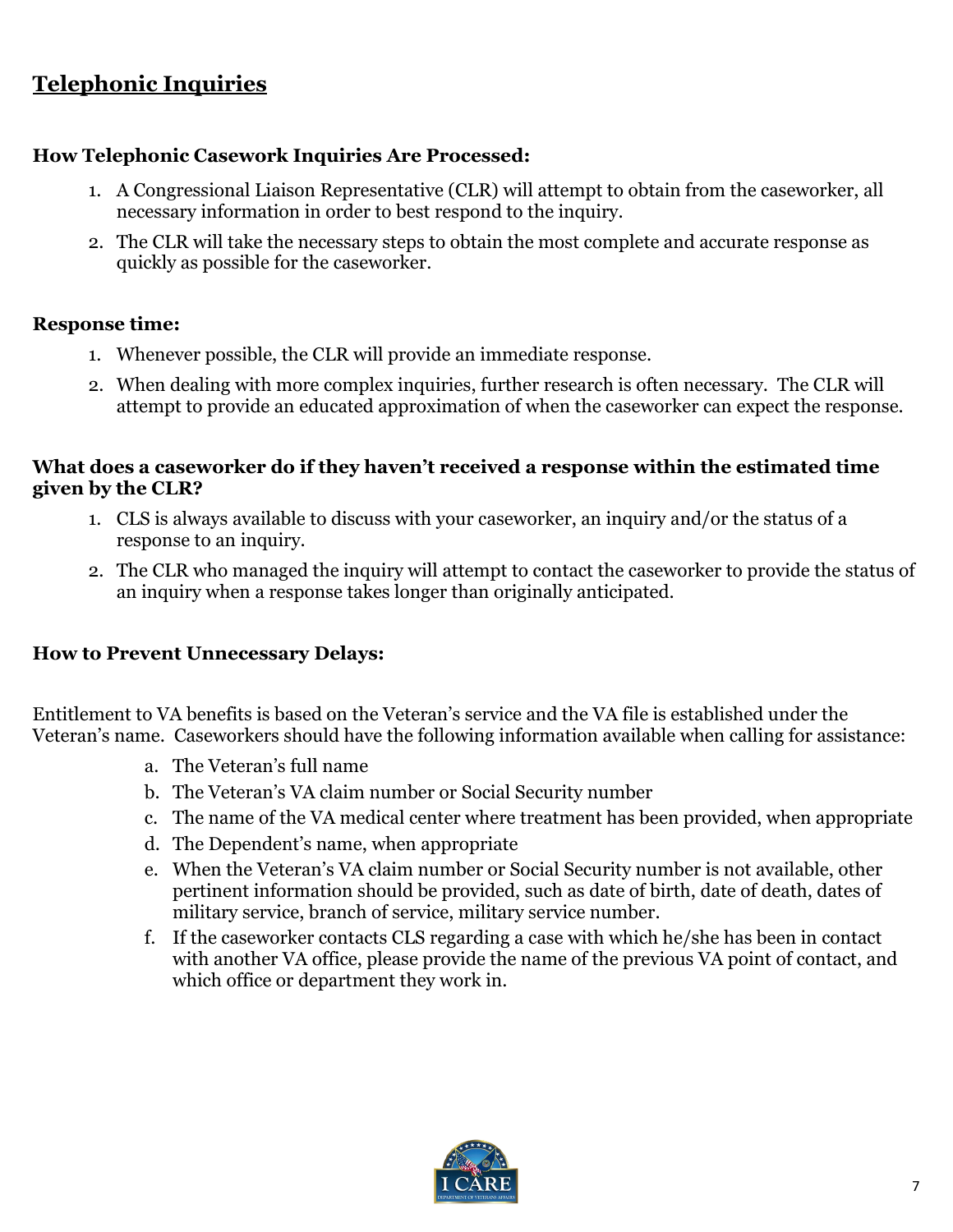## Telephonic Inquiries

### How Telephonic Casework Inquiries Are Processed:

1. A Congressional Liaison Representative (CLR) will attempt to obtain from the caseworker, all necessary information in order to best respond to the inquiry.
2. The CLR will take the necessary steps to obtain the most complete and accurate response as quickly as possible for the caseworker.

### Response time:

1. Whenever possible, the CLR will provide an immediate response.
2. When dealing with more complex inquiries, further research is often necessary. The CLR will attempt to provide an educated approximation of when the caseworker can expect the response.

### What does a caseworker do if they haven't received a response within the estimated time given by the CLR?

1. CLS is always available to discuss with your caseworker, an inquiry and/or the status of a response to an inquiry.
2. The CLR who managed the inquiry will attempt to contact the caseworker to provide the status of an inquiry when a response takes longer than originally anticipated.

### How to Prevent Unnecessary Delays:

Entitlement to VA benefits is based on the Veteran's service and the VA file is established under the Veteran's name. Caseworkers should have the following information available when calling for assistance:

a. The Veteran's full name
b. The Veteran's VA claim number or Social Security number
c. The name of the VA medical center where treatment has been provided, when appropriate
d. The Dependent's name, when appropriate
e. When the Veteran's VA claim number or Social Security number is not available, other pertinent information should be provided, such as date of birth, date of death, dates of military service, branch of service, military service number.
f. If the caseworker contacts CLS regarding a case with which he/she has been in contact with another VA office, please provide the name of the previous VA point of contact, and which office or department they work in.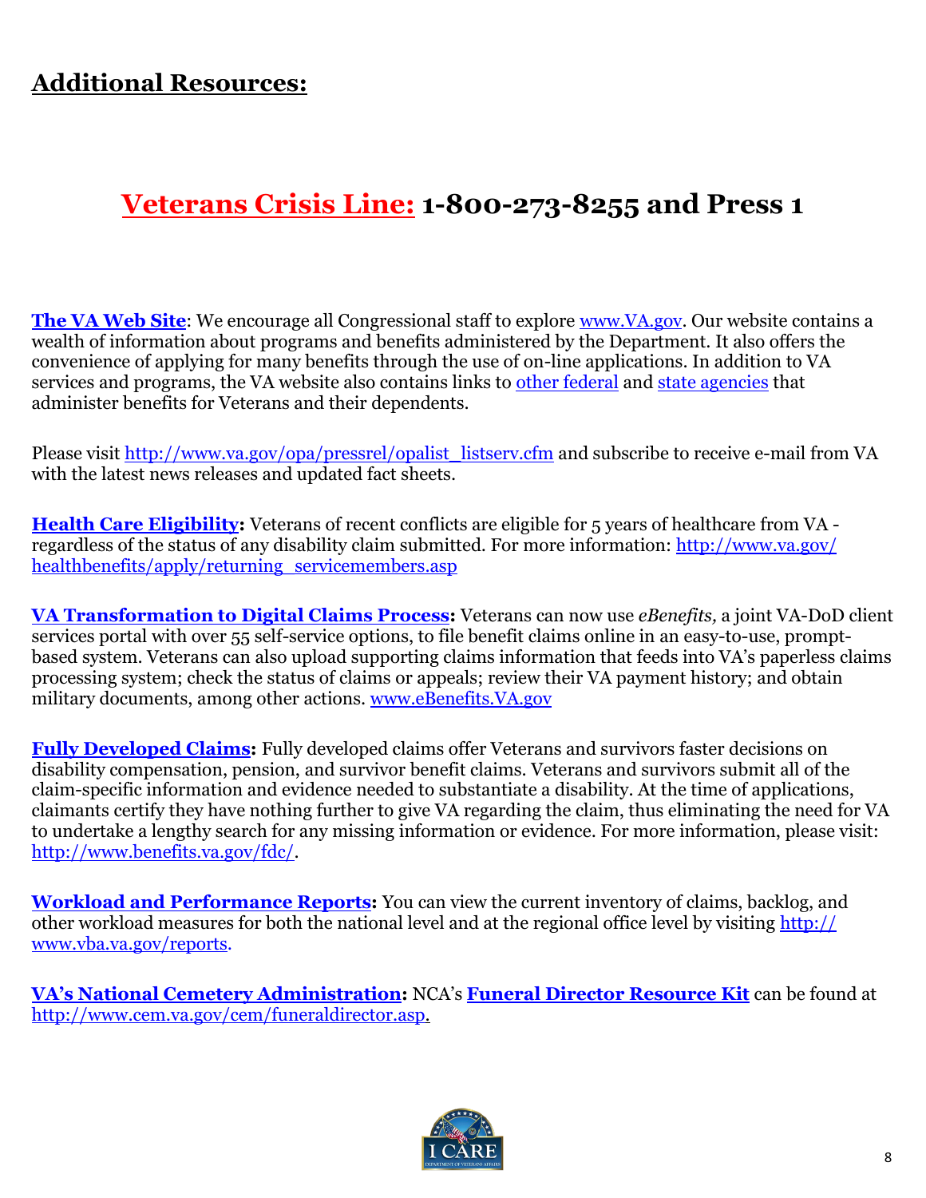## Additional Resources:

## Veterans Crisis Line: 1-800-273-8255 and Press 1

**The VA Web Site**: We encourage all Congressional staff to explore www.VA.gov. Our website contains a wealth of information about programs and benefits administered by the Department. It also offers the convenience of applying for many benefits through the use of on-line applications. In addition to VA services and programs, the VA website also contains links to other federal and state agencies that administer benefits for Veterans and their dependents.

Please visit http://www.va.gov/opa/pressrel/opalist_listserv.cfm and subscribe to receive e-mail from VA with the latest news releases and updated fact sheets.

**Health Care Eligibility:** Veterans of recent conflicts are eligible for 5 years of healthcare from VA - regardless of the status of any disability claim submitted. For more information: http://www.va.gov/healthbenefits/apply/returning_servicemembers.asp

**VA Transformation to Digital Claims Process:** Veterans can now use *eBenefits,* a joint VA-DoD client services portal with over 55 self-service options, to file benefit claims online in an easy-to-use, prompt-based system. Veterans can also upload supporting claims information that feeds into VA's paperless claims processing system; check the status of claims or appeals; review their VA payment history; and obtain military documents, among other actions. www.eBenefits.VA.gov

**Fully Developed Claims:** Fully developed claims offer Veterans and survivors faster decisions on disability compensation, pension, and survivor benefit claims. Veterans and survivors submit all of the claim-specific information and evidence needed to substantiate a disability. At the time of applications, claimants certify they have nothing further to give VA regarding the claim, thus eliminating the need for VA to undertake a lengthy search for any missing information or evidence. For more information, please visit: http://www.benefits.va.gov/fdc/.

**Workload and Performance Reports:** You can view the current inventory of claims, backlog, and other workload measures for both the national level and at the regional office level by visiting http://www.vba.va.gov/reports.

**VA's National Cemetery Administration:** NCA's **Funeral Director Resource Kit** can be found at http://www.cem.va.gov/cem/funeraldirector.asp.